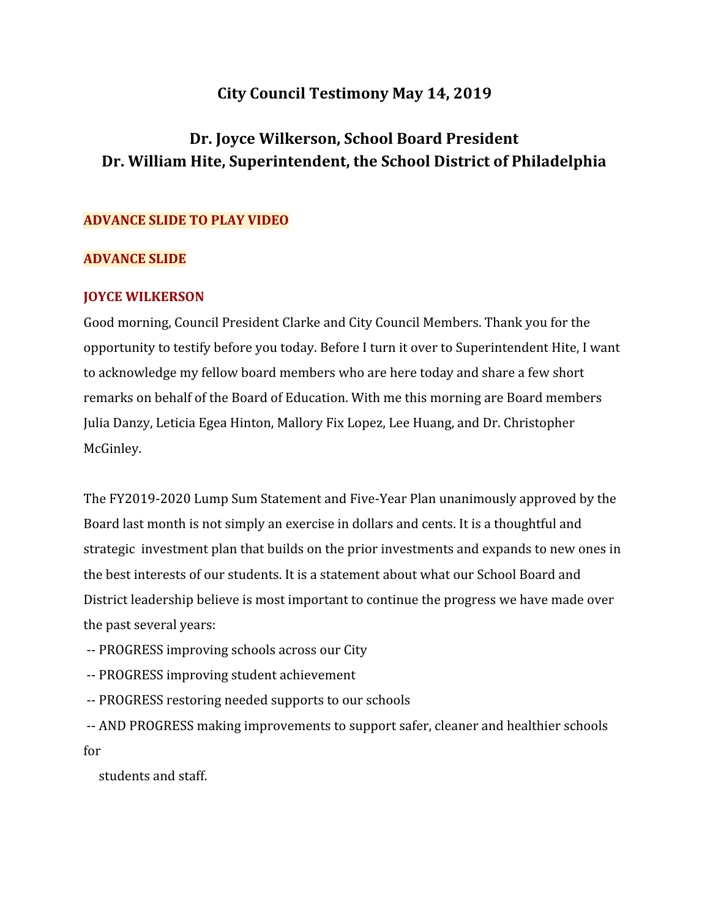# City Council Testimony May 14, 2019

## Dr. Joyce Wilkerson, School Board President
## Dr. William Hite, Superintendent, the School District of Philadelphia

**ADVANCE SLIDE TO PLAY VIDEO**

**ADVANCE SLIDE**

**JOYCE WILKERSON**

Good morning, Council President Clarke and City Council Members. Thank you for the opportunity to testify before you today. Before I turn it over to Superintendent Hite, I want to acknowledge my fellow board members who are here today and share a few short remarks on behalf of the Board of Education. With me this morning are Board members Julia Danzy, Leticia Egea Hinton, Mallory Fix Lopez, Lee Huang, and Dr. Christopher McGinley.

The FY2019-2020 Lump Sum Statement and Five-Year Plan unanimously approved by the Board last month is not simply an exercise in dollars and cents. It is a thoughtful and strategic investment plan that builds on the prior investments and expands to new ones in the best interests of our students. It is a statement about what our School Board and District leadership believe is most important to continue the progress we have made over the past several years:

-- PROGRESS improving schools across our City
-- PROGRESS improving student achievement
-- PROGRESS restoring needed supports to our schools
-- AND PROGRESS making improvements to support safer, cleaner and healthier schools for students and staff.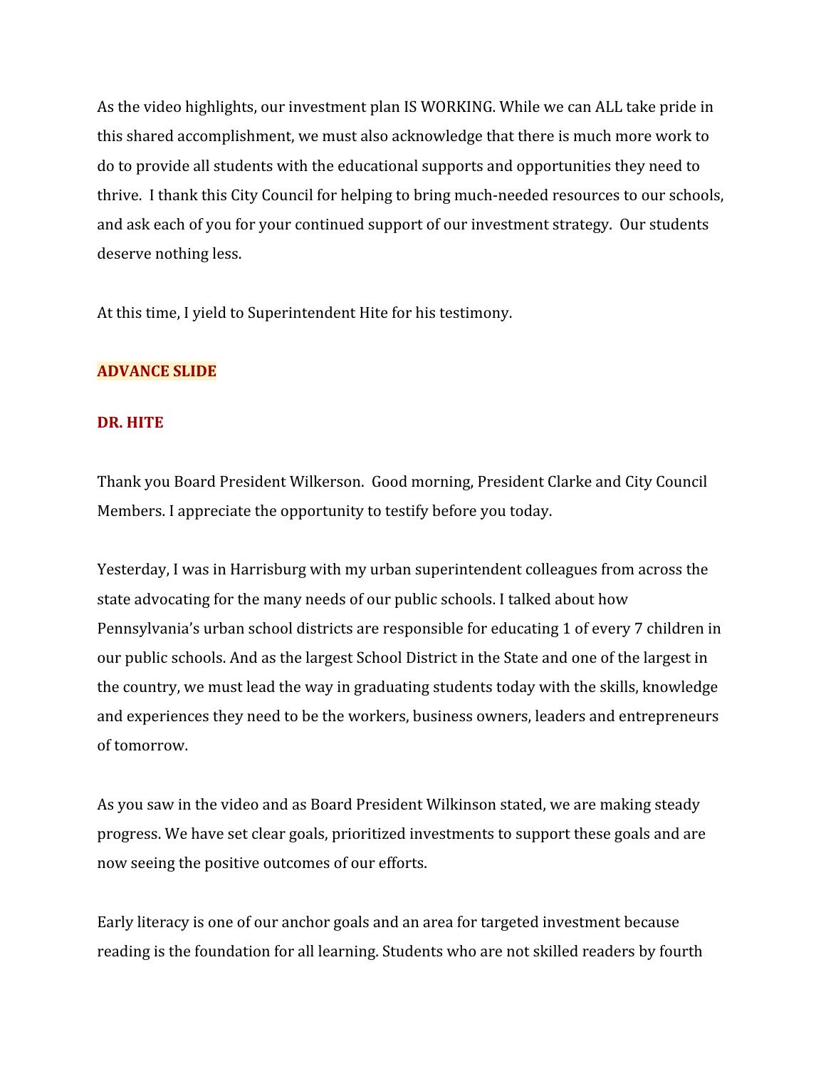As the video highlights, our investment plan IS WORKING. While we can ALL take pride in this shared accomplishment, we must also acknowledge that there is much more work to do to provide all students with the educational supports and opportunities they need to thrive. I thank this City Council for helping to bring much-needed resources to our schools, and ask each of you for your continued support of our investment strategy. Our students deserve nothing less.

At this time, I yield to Superintendent Hite for his testimony.

**ADVANCE SLIDE**

**DR. HITE**

Thank you Board President Wilkerson. Good morning, President Clarke and City Council Members. I appreciate the opportunity to testify before you today.

Yesterday, I was in Harrisburg with my urban superintendent colleagues from across the state advocating for the many needs of our public schools. I talked about how Pennsylvania's urban school districts are responsible for educating 1 of every 7 children in our public schools. And as the largest School District in the State and one of the largest in the country, we must lead the way in graduating students today with the skills, knowledge and experiences they need to be the workers, business owners, leaders and entrepreneurs of tomorrow.

As you saw in the video and as Board President Wilkinson stated, we are making steady progress. We have set clear goals, prioritized investments to support these goals and are now seeing the positive outcomes of our efforts.

Early literacy is one of our anchor goals and an area for targeted investment because reading is the foundation for all learning. Students who are not skilled readers by fourth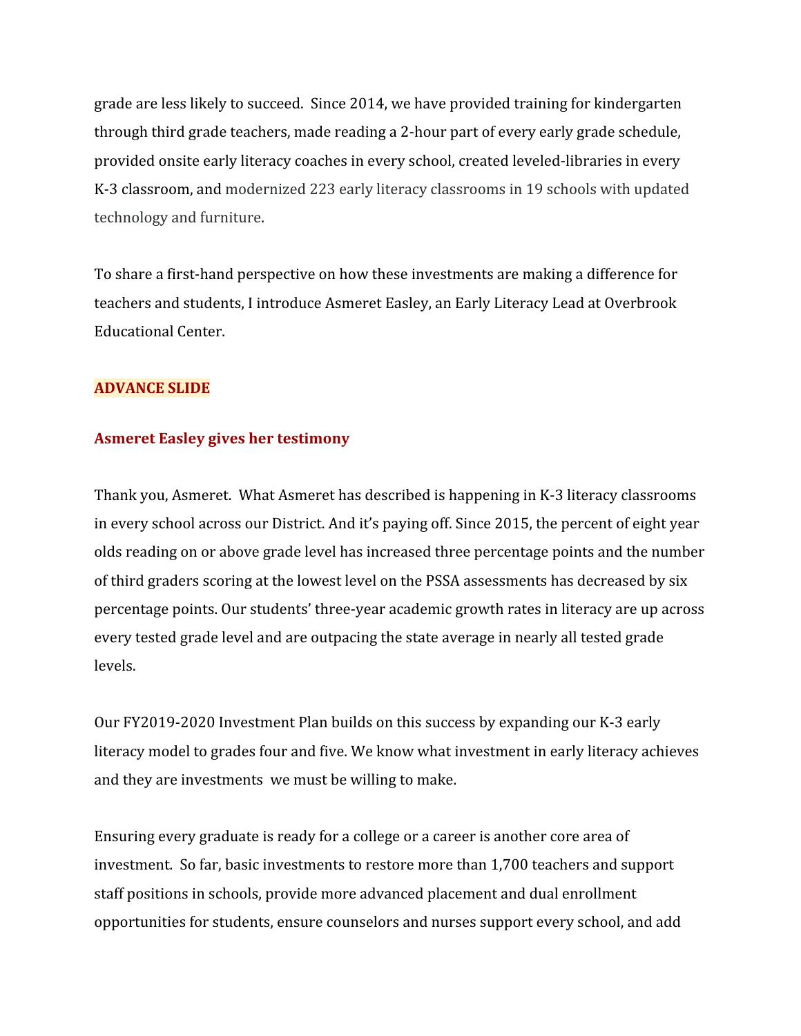grade are less likely to succeed. Since 2014, we have provided training for kindergarten through third grade teachers, made reading a 2-hour part of every early grade schedule, provided onsite early literacy coaches in every school, created leveled-libraries in every K-3 classroom, and modernized 223 early literacy classrooms in 19 schools with updated technology and furniture.

To share a first-hand perspective on how these investments are making a difference for teachers and students, I introduce Asmeret Easley, an Early Literacy Lead at Overbrook Educational Center.

**ADVANCE SLIDE**

**Asmeret Easley gives her testimony**

Thank you, Asmeret. What Asmeret has described is happening in K-3 literacy classrooms in every school across our District. And it's paying off. Since 2015, the percent of eight year olds reading on or above grade level has increased three percentage points and the number of third graders scoring at the lowest level on the PSSA assessments has decreased by six percentage points. Our students' three-year academic growth rates in literacy are up across every tested grade level and are outpacing the state average in nearly all tested grade levels.

Our FY2019-2020 Investment Plan builds on this success by expanding our K-3 early literacy model to grades four and five. We know what investment in early literacy achieves and they are investments we must be willing to make.

Ensuring every graduate is ready for a college or a career is another core area of investment. So far, basic investments to restore more than 1,700 teachers and support staff positions in schools, provide more advanced placement and dual enrollment opportunities for students, ensure counselors and nurses support every school, and add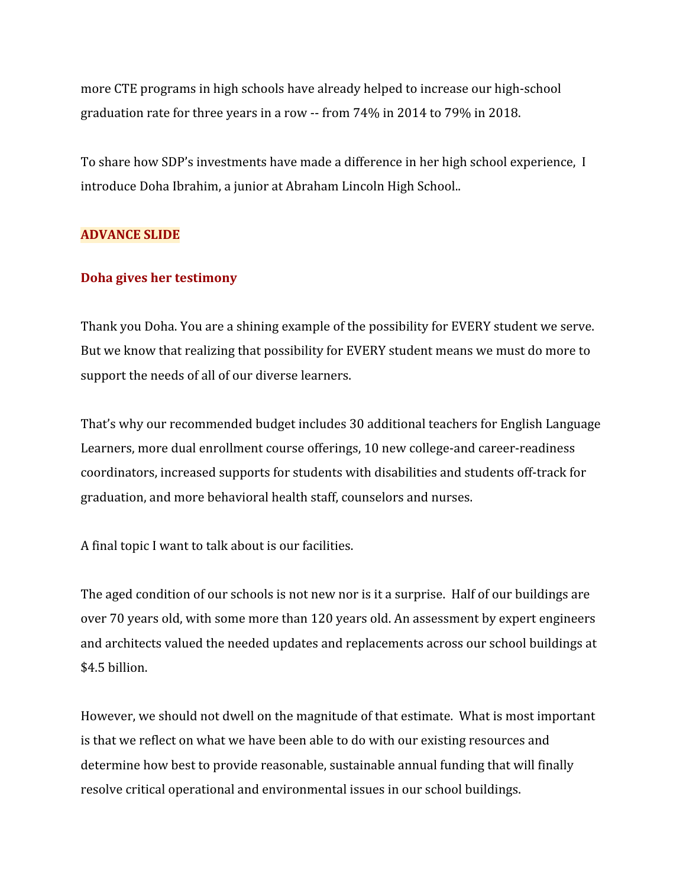more CTE programs in high schools have already helped to increase our high-school graduation rate for three years in a row -- from 74% in 2014 to 79% in 2018.

To share how SDP's investments have made a difference in her high school experience, I introduce Doha Ibrahim, a junior at Abraham Lincoln High School..

**ADVANCE SLIDE**

**Doha gives her testimony**

Thank you Doha. You are a shining example of the possibility for EVERY student we serve. But we know that realizing that possibility for EVERY student means we must do more to support the needs of all of our diverse learners.

That's why our recommended budget includes 30 additional teachers for English Language Learners, more dual enrollment course offerings, 10 new college-and career-readiness coordinators, increased supports for students with disabilities and students off-track for graduation, and more behavioral health staff, counselors and nurses.

A final topic I want to talk about is our facilities.

The aged condition of our schools is not new nor is it a surprise. Half of our buildings are over 70 years old, with some more than 120 years old. An assessment by expert engineers and architects valued the needed updates and replacements across our school buildings at $4.5 billion.

However, we should not dwell on the magnitude of that estimate. What is most important is that we reflect on what we have been able to do with our existing resources and determine how best to provide reasonable, sustainable annual funding that will finally resolve critical operational and environmental issues in our school buildings.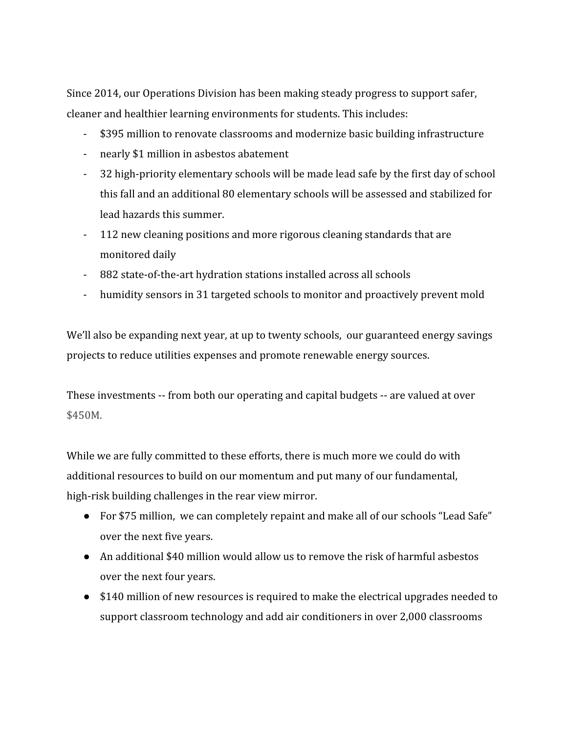Since 2014, our Operations Division has been making steady progress to support safer, cleaner and healthier learning environments for students. This includes:

- $395 million to renovate classrooms and modernize basic building infrastructure
- nearly $1 million in asbestos abatement
- 32 high-priority elementary schools will be made lead safe by the first day of school this fall and an additional 80 elementary schools will be assessed and stabilized for lead hazards this summer.
- 112 new cleaning positions and more rigorous cleaning standards that are monitored daily
- 882 state-of-the-art hydration stations installed across all schools
- humidity sensors in 31 targeted schools to monitor and proactively prevent mold

We'll also be expanding next year, at up to twenty schools, our guaranteed energy savings projects to reduce utilities expenses and promote renewable energy sources.

These investments -- from both our operating and capital budgets -- are valued at over $450M.

While we are fully committed to these efforts, there is much more we could do with additional resources to build on our momentum and put many of our fundamental, high-risk building challenges in the rear view mirror.

- For $75 million, we can completely repaint and make all of our schools "Lead Safe" over the next five years.
- An additional $40 million would allow us to remove the risk of harmful asbestos over the next four years.
- $140 million of new resources is required to make the electrical upgrades needed to support classroom technology and add air conditioners in over 2,000 classrooms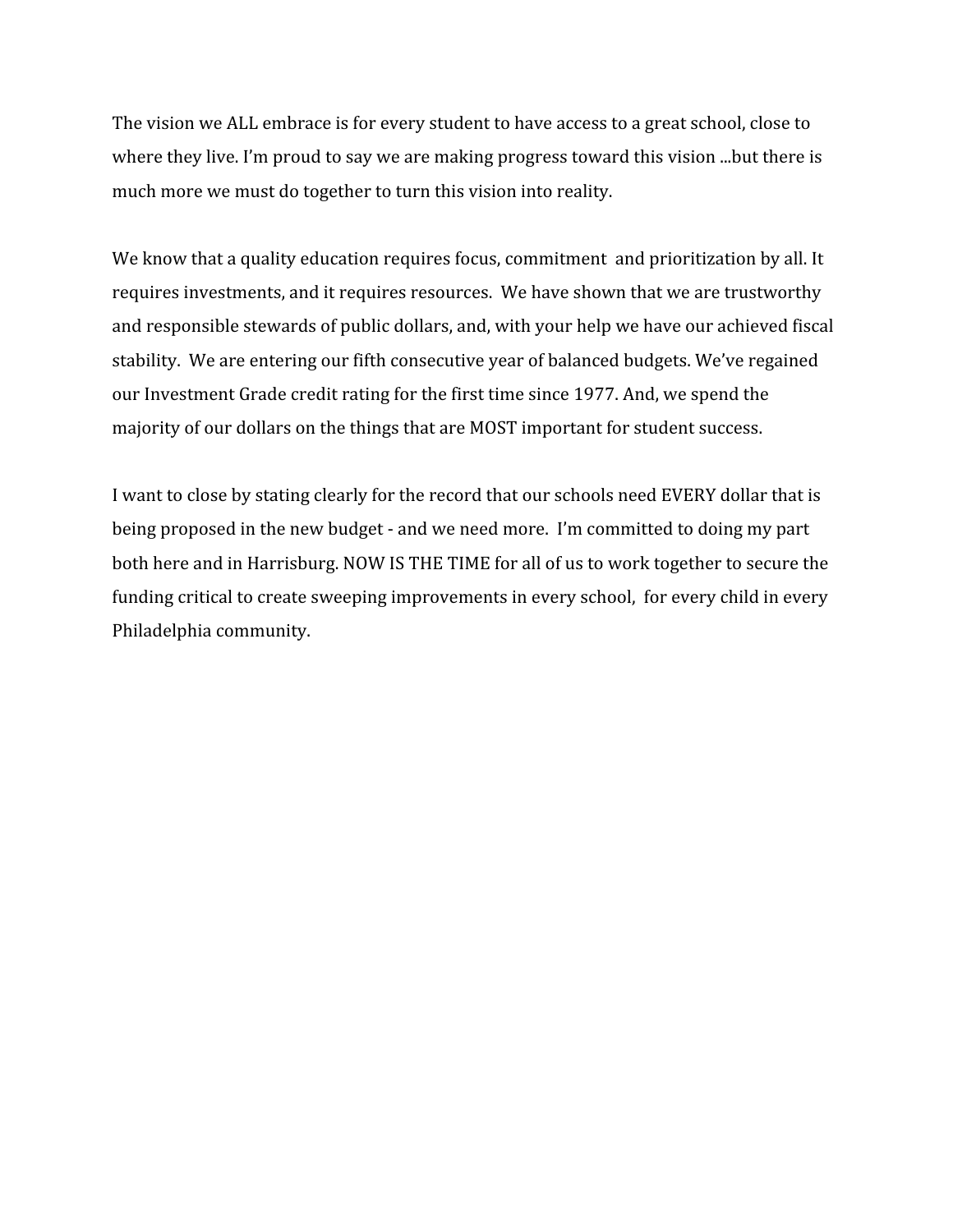The vision we ALL embrace is for every student to have access to a great school, close to where they live. I'm proud to say we are making progress toward this vision ...but there is much more we must do together to turn this vision into reality.

We know that a quality education requires focus, commitment  and prioritization by all. It requires investments, and it requires resources.  We have shown that we are trustworthy and responsible stewards of public dollars, and, with your help we have our achieved fiscal stability.  We are entering our fifth consecutive year of balanced budgets. We've regained our Investment Grade credit rating for the first time since 1977. And, we spend the majority of our dollars on the things that are MOST important for student success.

I want to close by stating clearly for the record that our schools need EVERY dollar that is being proposed in the new budget - and we need more.  I'm committed to doing my part both here and in Harrisburg. NOW IS THE TIME for all of us to work together to secure the funding critical to create sweeping improvements in every school,  for every child in every Philadelphia community.